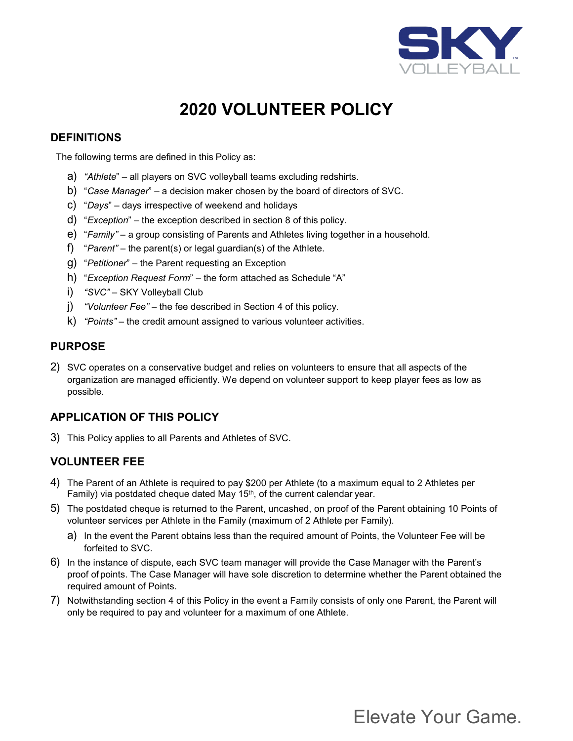# 2020 VOLUNTEER POLICY

## DEFINITIONS

The following terms are defined in this Policy as:

a) *"Athlete"* – all players on SVC volleyball teams excluding redshirts.
b) "*Case Manager*" – a decision maker chosen by the board of directors of SVC.
c) "*Days*" – days irrespective of weekend and holidays
d) "*Exception*" – the exception described in section 8 of this policy.
e) "*Family"* – a group consisting of Parents and Athletes living together in a household.
f) "*Parent"* – the parent(s) or legal guardian(s) of the Athlete.
g) "*Petitioner*" – the Parent requesting an Exception
h) "*Exception Request Form*" – the form attached as Schedule "A"
i) *"SVC"* – SKY Volleyball Club
j) *"Volunteer Fee"* – the fee described in Section 4 of this policy.
k) *"Points"* – the credit amount assigned to various volunteer activities.

## PURPOSE

2) SVC operates on a conservative budget and relies on volunteers to ensure that all aspects of the organization are managed efficiently. We depend on volunteer support to keep player fees as low as possible.

## APPLICATION OF THIS POLICY

3) This Policy applies to all Parents and Athletes of SVC.

## VOLUNTEER FEE

4) The Parent of an Athlete is required to pay $200 per Athlete (to a maximum equal to 2 Athletes per Family) via postdated cheque dated May 15th, of the current calendar year.
5) The postdated cheque is returned to the Parent, uncashed, on proof of the Parent obtaining 10 Points of volunteer services per Athlete in the Family (maximum of 2 Athlete per Family).
   a) In the event the Parent obtains less than the required amount of Points, the Volunteer Fee will be forfeited to SVC.
6) In the instance of dispute, each SVC team manager will provide the Case Manager with the Parent's proof of points. The Case Manager will have sole discretion to determine whether the Parent obtained the required amount of Points.
7) Notwithstanding section 4 of this Policy in the event a Family consists of only one Parent, the Parent will only be required to pay and volunteer for a maximum of one Athlete.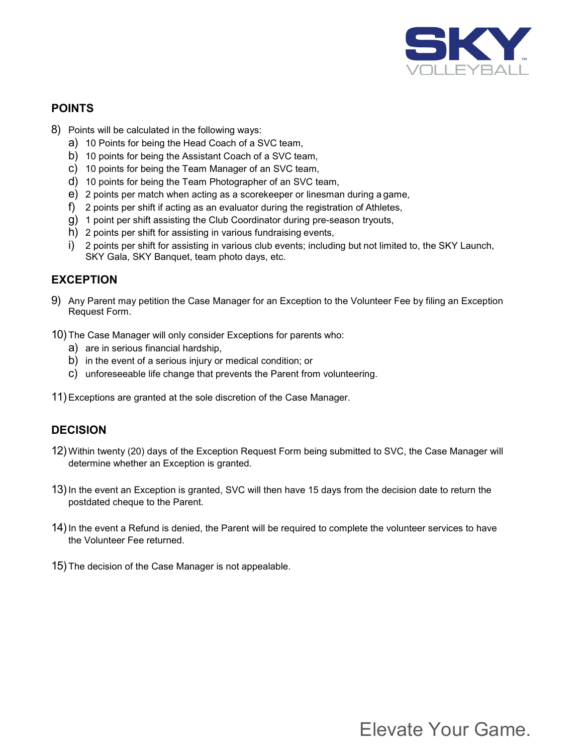## POINTS

8) Points will be calculated in the following ways:
   a) 10 Points for being the Head Coach of a SVC team,
   b) 10 points for being the Assistant Coach of a SVC team,
   c) 10 points for being the Team Manager of an SVC team,
   d) 10 points for being the Team Photographer of an SVC team,
   e) 2 points per match when acting as a scorekeeper or linesman during a game,
   f) 2 points per shift if acting as an evaluator during the registration of Athletes,
   g) 1 point per shift assisting the Club Coordinator during pre-season tryouts,
   h) 2 points per shift for assisting in various fundraising events,
   i) 2 points per shift for assisting in various club events; including but not limited to, the SKY Launch, SKY Gala, SKY Banquet, team photo days, etc.

## EXCEPTION

9) Any Parent may petition the Case Manager for an Exception to the Volunteer Fee by filing an Exception Request Form.

10) The Case Manager will only consider Exceptions for parents who:
    a) are in serious financial hardship,
    b) in the event of a serious injury or medical condition; or
    c) unforeseeable life change that prevents the Parent from volunteering.

11) Exceptions are granted at the sole discretion of the Case Manager.

## DECISION

12) Within twenty (20) days of the Exception Request Form being submitted to SVC, the Case Manager will determine whether an Exception is granted.

13) In the event an Exception is granted, SVC will then have 15 days from the decision date to return the postdated cheque to the Parent.

14) In the event a Refund is denied, the Parent will be required to complete the volunteer services to have the Volunteer Fee returned.

15) The decision of the Case Manager is not appealable.